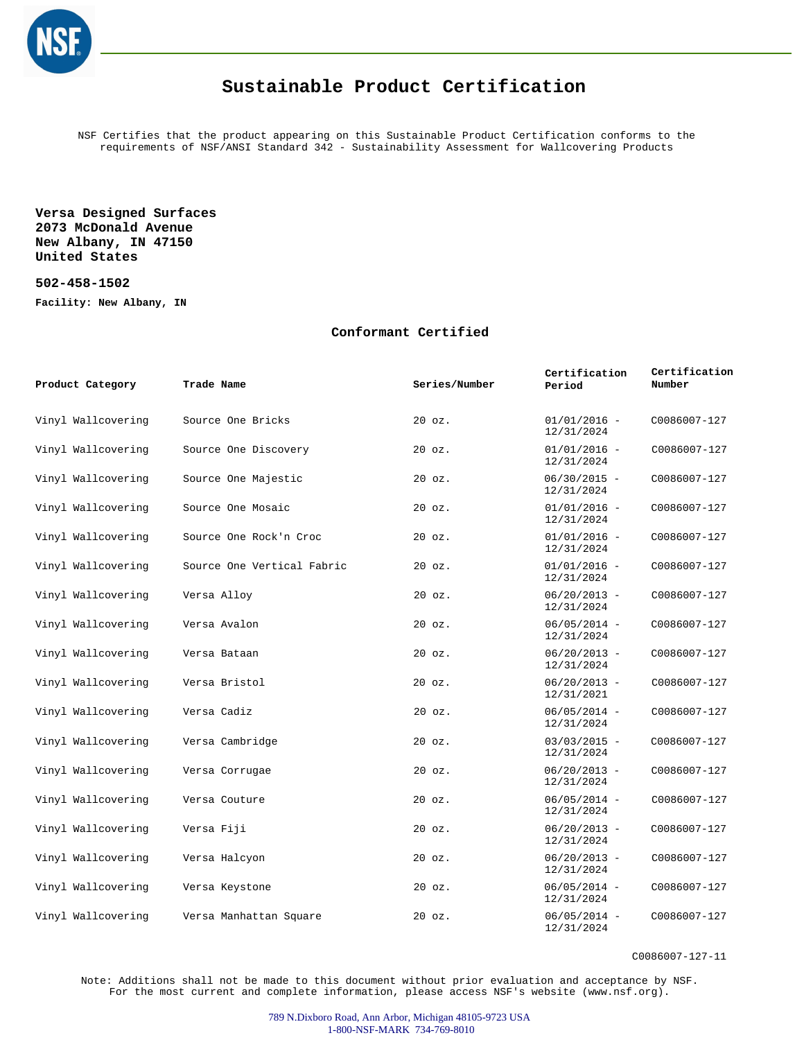# Sustainable Product Certification

NSF Certifies that the product appearing on this Sustainable Product Certification conforms to the requirements of NSF/ANSI Standard 342 - Sustainability Assessment for Wallcovering Products

**Versa Designed Surfaces**
**2073 McDonald Avenue**
**New Albany, IN 47150**
**United States**

**502-458-1502**

**Facility: New Albany, IN**

## Conformant Certified

| Product Category | Trade Name | Series/Number | Certification Period | Certification Number |
|---|---|---|---|---|
| Vinyl Wallcovering | Source One Bricks | 20 oz. | 01/01/2016 - 12/31/2024 | C0086007-127 |
| Vinyl Wallcovering | Source One Discovery | 20 oz. | 01/01/2016 - 12/31/2024 | C0086007-127 |
| Vinyl Wallcovering | Source One Majestic | 20 oz. | 06/30/2015 - 12/31/2024 | C0086007-127 |
| Vinyl Wallcovering | Source One Mosaic | 20 oz. | 01/01/2016 - 12/31/2024 | C0086007-127 |
| Vinyl Wallcovering | Source One Rock'n Croc | 20 oz. | 01/01/2016 - 12/31/2024 | C0086007-127 |
| Vinyl Wallcovering | Source One Vertical Fabric | 20 oz. | 01/01/2016 - 12/31/2024 | C0086007-127 |
| Vinyl Wallcovering | Versa Alloy | 20 oz. | 06/20/2013 - 12/31/2024 | C0086007-127 |
| Vinyl Wallcovering | Versa Avalon | 20 oz. | 06/05/2014 - 12/31/2024 | C0086007-127 |
| Vinyl Wallcovering | Versa Bataan | 20 oz. | 06/20/2013 - 12/31/2024 | C0086007-127 |
| Vinyl Wallcovering | Versa Bristol | 20 oz. | 06/20/2013 - 12/31/2021 | C0086007-127 |
| Vinyl Wallcovering | Versa Cadiz | 20 oz. | 06/05/2014 - 12/31/2024 | C0086007-127 |
| Vinyl Wallcovering | Versa Cambridge | 20 oz. | 03/03/2015 - 12/31/2024 | C0086007-127 |
| Vinyl Wallcovering | Versa Corrugae | 20 oz. | 06/20/2013 - 12/31/2024 | C0086007-127 |
| Vinyl Wallcovering | Versa Couture | 20 oz. | 06/05/2014 - 12/31/2024 | C0086007-127 |
| Vinyl Wallcovering | Versa Fiji | 20 oz. | 06/20/2013 - 12/31/2024 | C0086007-127 |
| Vinyl Wallcovering | Versa Halcyon | 20 oz. | 06/20/2013 - 12/31/2024 | C0086007-127 |
| Vinyl Wallcovering | Versa Keystone | 20 oz. | 06/05/2014 - 12/31/2024 | C0086007-127 |
| Vinyl Wallcovering | Versa Manhattan Square | 20 oz. | 06/05/2014 - 12/31/2024 | C0086007-127 |

C0086007-127-11

Note: Additions shall not be made to this document without prior evaluation and acceptance by NSF. For the most current and complete information, please access NSF's website (www.nsf.org).

789 N.Dixboro Road, Ann Arbor, Michigan 48105-9723 USA
1-800-NSF-MARK 734-769-8010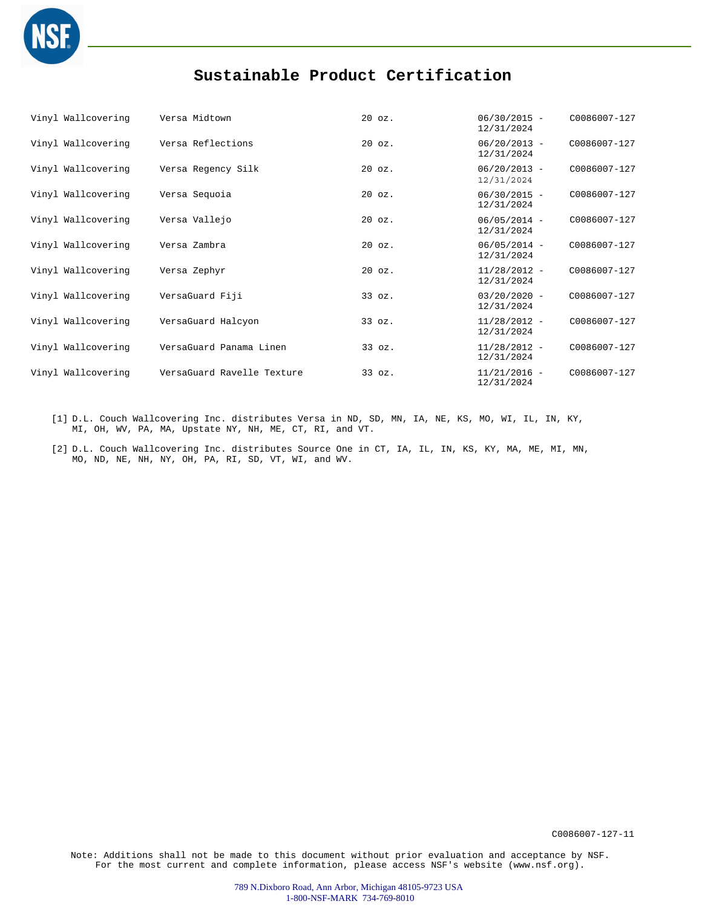# Sustainable Product Certification

| | | | | |
|---|---|---|---|---|
| Vinyl Wallcovering | Versa Midtown | 20 oz. | 06/30/2015 - 12/31/2024 | C0086007-127 |
| Vinyl Wallcovering | Versa Reflections | 20 oz. | 06/20/2013 - 12/31/2024 | C0086007-127 |
| Vinyl Wallcovering | Versa Regency Silk | 20 oz. | 06/20/2013 - 12/31/2024 | C0086007-127 |
| Vinyl Wallcovering | Versa Sequoia | 20 oz. | 06/30/2015 - 12/31/2024 | C0086007-127 |
| Vinyl Wallcovering | Versa Vallejo | 20 oz. | 06/05/2014 - 12/31/2024 | C0086007-127 |
| Vinyl Wallcovering | Versa Zambra | 20 oz. | 06/05/2014 - 12/31/2024 | C0086007-127 |
| Vinyl Wallcovering | Versa Zephyr | 20 oz. | 11/28/2012 - 12/31/2024 | C0086007-127 |
| Vinyl Wallcovering | VersaGuard Fiji | 33 oz. | 03/20/2020 - 12/31/2024 | C0086007-127 |
| Vinyl Wallcovering | VersaGuard Halcyon | 33 oz. | 11/28/2012 - 12/31/2024 | C0086007-127 |
| Vinyl Wallcovering | VersaGuard Panama Linen | 33 oz. | 11/28/2012 - 12/31/2024 | C0086007-127 |
| Vinyl Wallcovering | VersaGuard Ravelle Texture | 33 oz. | 11/21/2016 - 12/31/2024 | C0086007-127 |

[1] D.L. Couch Wallcovering Inc. distributes Versa in ND, SD, MN, IA, NE, KS, MO, WI, IL, IN, KY, MI, OH, WV, PA, MA, Upstate NY, NH, ME, CT, RI, and VT.

[2] D.L. Couch Wallcovering Inc. distributes Source One in CT, IA, IL, IN, KS, KY, MA, ME, MI, MN, MO, ND, NE, NH, NY, OH, PA, RI, SD, VT, WI, and WV.

C0086007-127-11

Note: Additions shall not be made to this document without prior evaluation and acceptance by NSF. For the most current and complete information, please access NSF's website (www.nsf.org).

789 N.Dixboro Road, Ann Arbor, Michigan 48105-9723 USA
1-800-NSF-MARK 734-769-8010